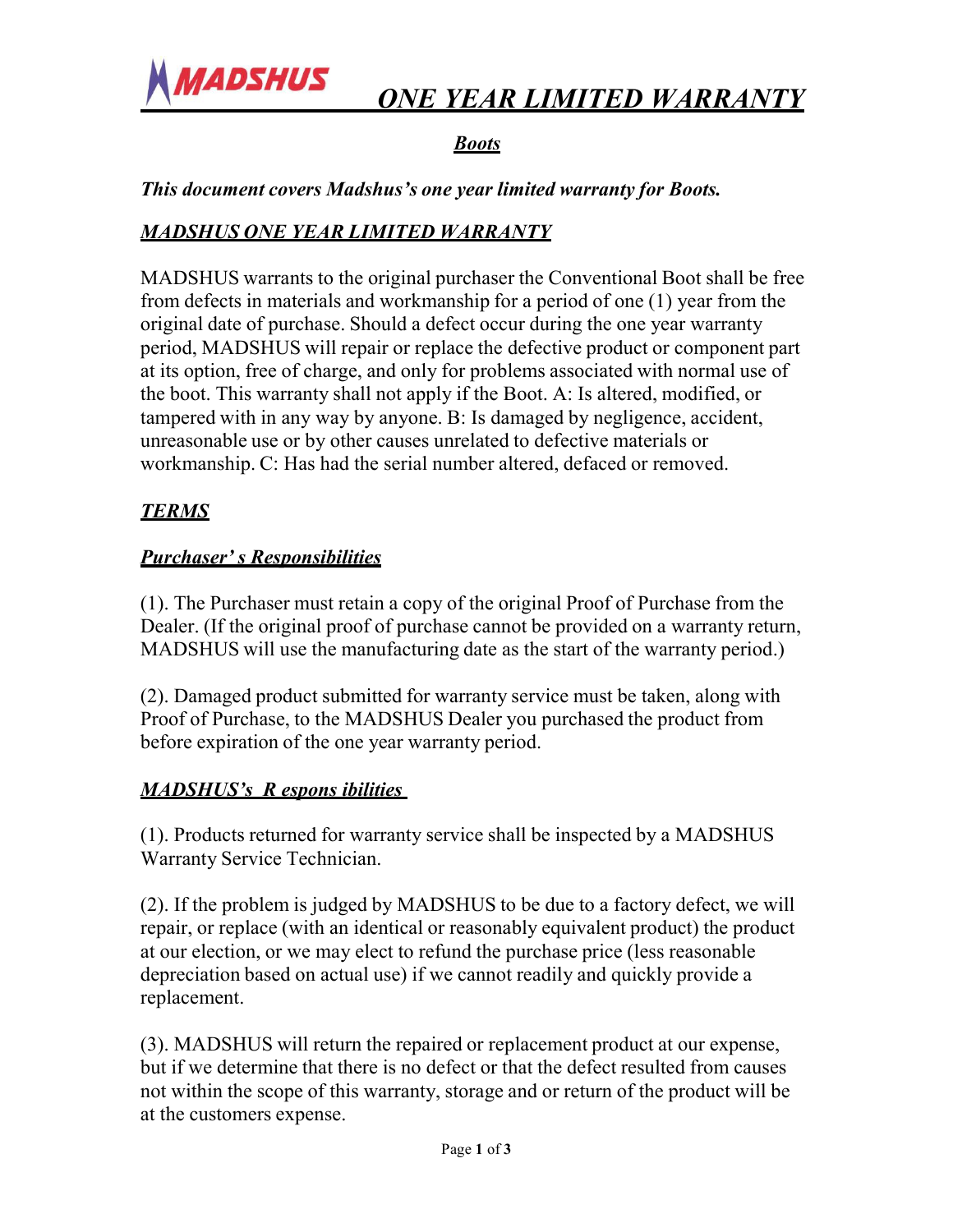MADSHUS

# *ONE YEAR LIMITED WARRANTY*

## *Boots*

***This document covers Madshus's one year limited warranty for Boots.***

## *MADSHUS ONE YEAR LIMITED WARRANTY*

MADSHUS warrants to the original purchaser the Conventional Boot shall be free from defects in materials and workmanship for a period of one (1) year from the original date of purchase. Should a defect occur during the one year warranty period, MADSHUS will repair or replace the defective product or component part at its option, free of charge, and only for problems associated with normal use of the boot. This warranty shall not apply if the Boot. A: Is altered, modified, or tampered with in any way by anyone. B: Is damaged by negligence, accident, unreasonable use or by other causes unrelated to defective materials or workmanship. C: Has had the serial number altered, defaced or removed.

## *TERMS*

### *Purchaser' s Responsibilities*

(1). The Purchaser must retain a copy of the original Proof of Purchase from the Dealer. (If the original proof of purchase cannot be provided on a warranty return, MADSHUS will use the manufacturing date as the start of the warranty period.)

(2). Damaged product submitted for warranty service must be taken, along with Proof of Purchase, to the MADSHUS Dealer you purchased the product from before expiration of the one year warranty period.

### *MADSHUS's Responsibilities*

(1). Products returned for warranty service shall be inspected by a MADSHUS Warranty Service Technician.

(2). If the problem is judged by MADSHUS to be due to a factory defect, we will repair, or replace (with an identical or reasonably equivalent product) the product at our election, or we may elect to refund the purchase price (less reasonable depreciation based on actual use) if we cannot readily and quickly provide a replacement.

(3). MADSHUS will return the repaired or replacement product at our expense, but if we determine that there is no defect or that the defect resulted from causes not within the scope of this warranty, storage and or return of the product will be at the customers expense.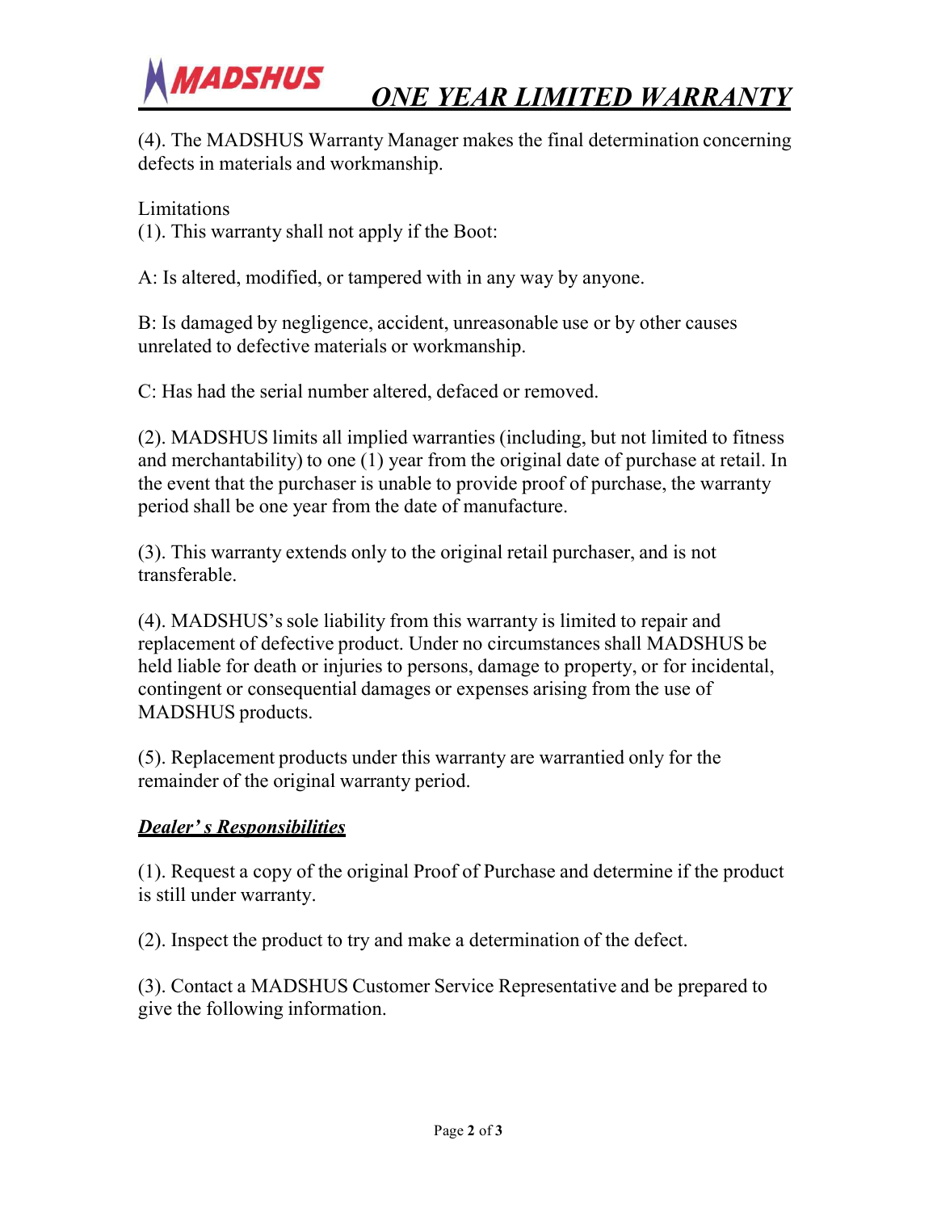(4). The MADSHUS Warranty Manager makes the final determination concerning defects in materials and workmanship.

Limitations

(1). This warranty shall not apply if the Boot:

A: Is altered, modified, or tampered with in any way by anyone.

B: Is damaged by negligence, accident, unreasonable use or by other causes unrelated to defective materials or workmanship.

C: Has had the serial number altered, defaced or removed.

(2). MADSHUS limits all implied warranties (including, but not limited to fitness and merchantability) to one (1) year from the original date of purchase at retail. In the event that the purchaser is unable to provide proof of purchase, the warranty period shall be one year from the date of manufacture.

(3). This warranty extends only to the original retail purchaser, and is not transferable.

(4). MADSHUS's sole liability from this warranty is limited to repair and replacement of defective product. Under no circumstances shall MADSHUS be held liable for death or injuries to persons, damage to property, or for incidental, contingent or consequential damages or expenses arising from the use of MADSHUS products.

(5). Replacement products under this warranty are warrantied only for the remainder of the original warranty period.

***Dealer' s Responsibilities***

(1). Request a copy of the original Proof of Purchase and determine if the product is still under warranty.

(2). Inspect the product to try and make a determination of the defect.

(3). Contact a MADSHUS Customer Service Representative and be prepared to give the following information.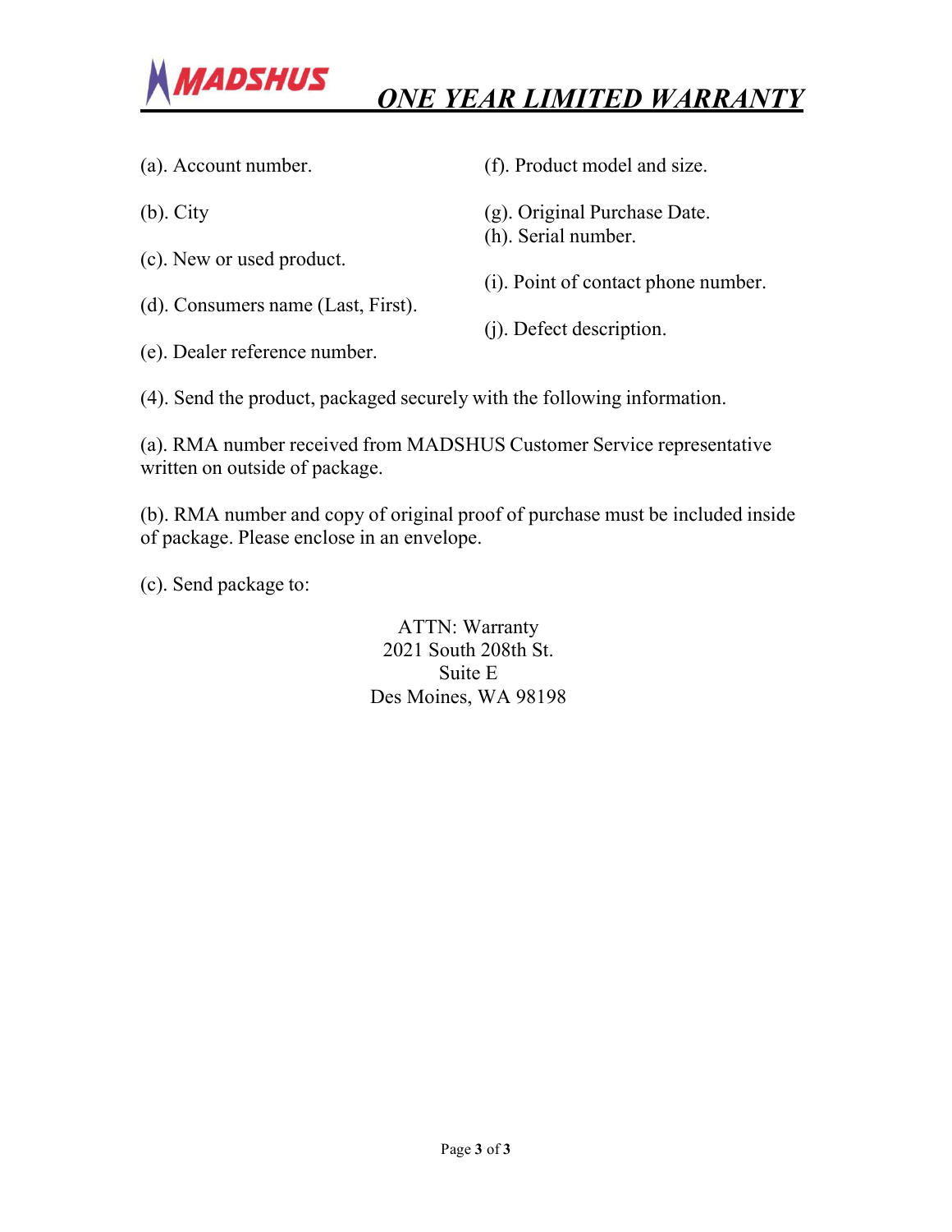# ONE YEAR LIMITED WARRANTY

(a). Account number.

(b). City

(c). New or used product.

(d). Consumers name (Last, First).

(e). Dealer reference number.

(f). Product model and size.

(g). Original Purchase Date.

(h). Serial number.

(i). Point of contact phone number.

(j). Defect description.

(4). Send the product, packaged securely with the following information.

(a). RMA number received from MADSHUS Customer Service representative written on outside of package.

(b). RMA number and copy of original proof of purchase must be included inside of package. Please enclose in an envelope.

(c). Send package to:

ATTN: Warranty
2021 South 208th St.
Suite E
Des Moines, WA 98198